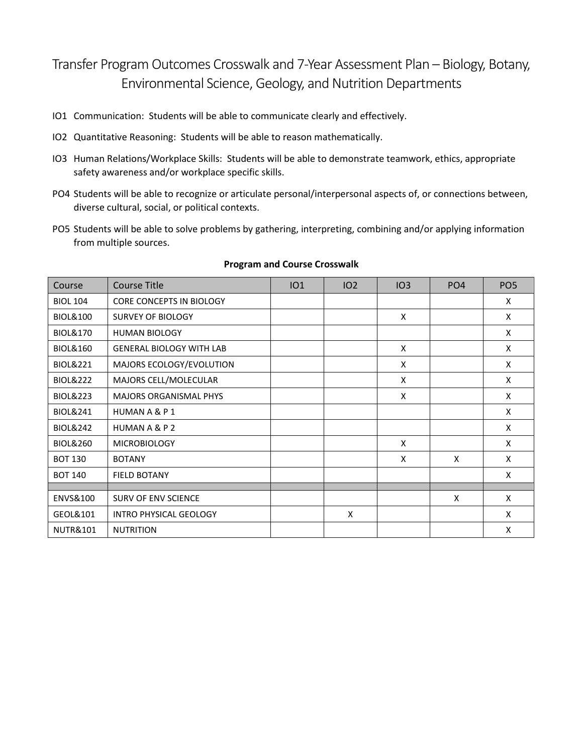# Transfer Program Outcomes Crosswalk and 7-Year Assessment Plan – Biology, Botany, Environmental Science, Geology, and Nutrition Departments

- IO1 Communication: Students will be able to communicate clearly and effectively.
- IO2 Quantitative Reasoning: Students will be able to reason mathematically.
- IO3 Human Relations/Workplace Skills: Students will be able to demonstrate teamwork, ethics, appropriate safety awareness and/or workplace specific skills.
- PO4 Students will be able to recognize or articulate personal/interpersonal aspects of, or connections between, diverse cultural, social, or political contexts.
- PO5 Students will be able to solve problems by gathering, interpreting, combining and/or applying information from multiple sources.

**Program and Course Crosswalk**

| Course | Course Title | IO1 | IO2 | IO3 | PO4 | PO5 |
|---|---|---|---|---|---|---|
| BIOL 104 | CORE CONCEPTS IN BIOLOGY | | | | | X |
| BIOL&100 | SURVEY OF BIOLOGY | | | X | | X |
| BIOL&170 | HUMAN BIOLOGY | | | | | X |
| BIOL&160 | GENERAL BIOLOGY WITH LAB | | | X | | X |
| BIOL&221 | MAJORS ECOLOGY/EVOLUTION | | | X | | X |
| BIOL&222 | MAJORS CELL/MOLECULAR | | | X | | X |
| BIOL&223 | MAJORS ORGANISMAL PHYS | | | X | | X |
| BIOL&241 | HUMAN A & P 1 | | | | | X |
| BIOL&242 | HUMAN A & P 2 | | | | | X |
| BIOL&260 | MICROBIOLOGY | | | X | | X |
| BOT 130 | BOTANY | | | X | X | X |
| BOT 140 | FIELD BOTANY | | | | | X |
| | | | | | | |
| ENVS&100 | SURV OF ENV SCIENCE | | | | X | X |
| GEOL&101 | INTRO PHYSICAL GEOLOGY | | X | | | X |
| NUTR&101 | NUTRITION | | | | | X |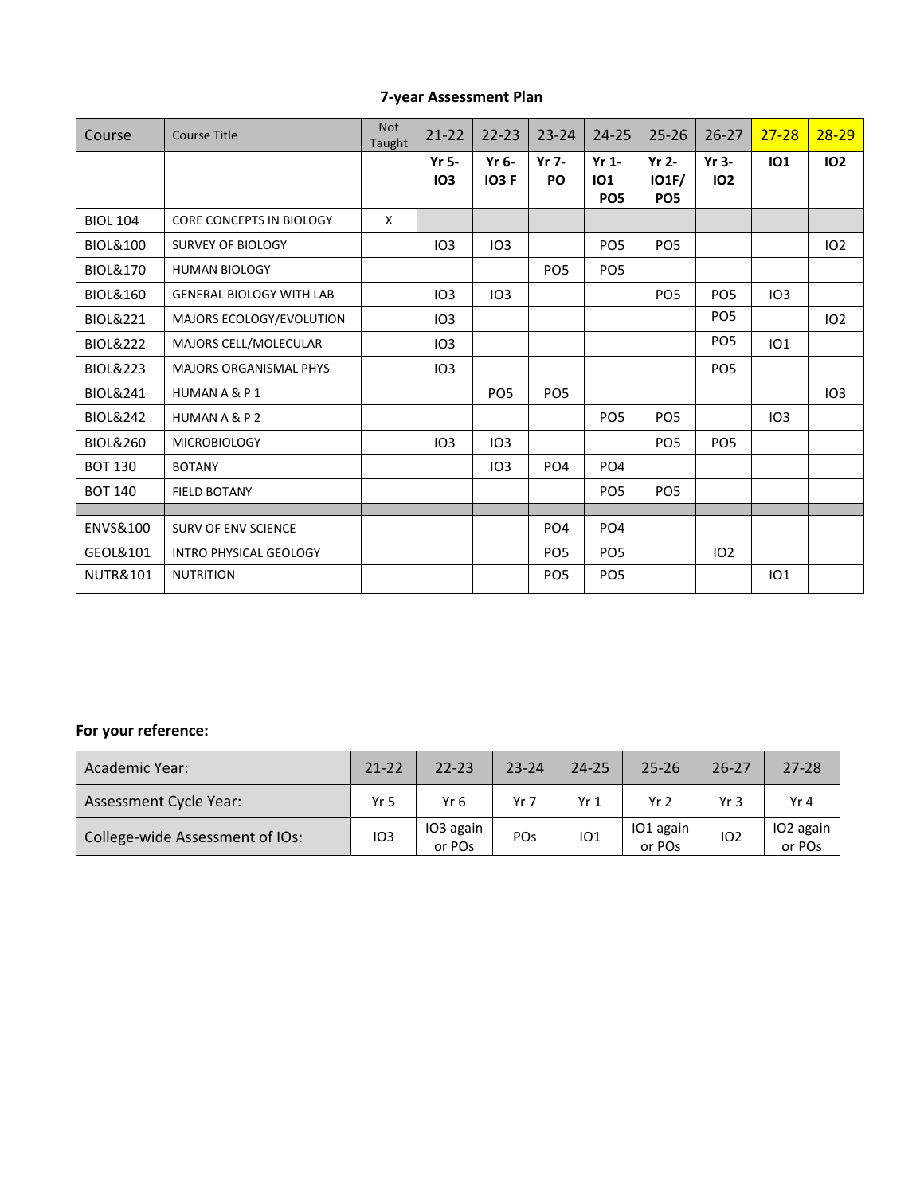**7-year Assessment Plan**

| Course | Course Title | Not Taught | 21-22 | 22-23 | 23-24 | 24-25 | 25-26 | 26-27 | 27-28 | 28-29 |
|---|---|---|---|---|---|---|---|---|---|---|
| | | | **Yr 5- IO3** | **Yr 6- IO3 F** | **Yr 7- PO** | **Yr 1- IO1 PO5** | **Yr 2- IO1F/ PO5** | **Yr 3- IO2** | **IO1** | **IO2** |
| BIOL 104 | CORE CONCEPTS IN BIOLOGY | X | | | | | | | | |
| BIOL&100 | SURVEY OF BIOLOGY | | IO3 | IO3 | | PO5 | PO5 | | | IO2 |
| BIOL&170 | HUMAN BIOLOGY | | | | PO5 | PO5 | | | | |
| BIOL&160 | GENERAL BIOLOGY WITH LAB | | IO3 | IO3 | | | PO5 | PO5 | IO3 | |
| BIOL&221 | MAJORS ECOLOGY/EVOLUTION | | IO3 | | | | | PO5 | | IO2 |
| BIOL&222 | MAJORS CELL/MOLECULAR | | IO3 | | | | | PO5 | IO1 | |
| BIOL&223 | MAJORS ORGANISMAL PHYS | | IO3 | | | | | PO5 | | |
| BIOL&241 | HUMAN A & P 1 | | | PO5 | PO5 | | | | | IO3 |
| BIOL&242 | HUMAN A & P 2 | | | | | PO5 | PO5 | | IO3 | |
| BIOL&260 | MICROBIOLOGY | | IO3 | IO3 | | | PO5 | PO5 | | |
| BOT 130 | BOTANY | | | IO3 | PO4 | PO4 | | | | |
| BOT 140 | FIELD BOTANY | | | | | PO5 | PO5 | | | |
| | | | | | | | | | | |
| ENVS&100 | SURV OF ENV SCIENCE | | | | PO4 | PO4 | | | | |
| GEOL&101 | INTRO PHYSICAL GEOLOGY | | | | PO5 | PO5 | | IO2 | | |
| NUTR&101 | NUTRITION | | | | PO5 | PO5 | | | IO1 | |

**For your reference:**

| Academic Year: | 21-22 | 22-23 | 23-24 | 24-25 | 25-26 | 26-27 | 27-28 |
|---|---|---|---|---|---|---|---|
| Assessment Cycle Year: | Yr 5 | Yr 6 | Yr 7 | Yr 1 | Yr 2 | Yr 3 | Yr 4 |
| College-wide Assessment of IOs: | IO3 | IO3 again or POs | POs | IO1 | IO1 again or POs | IO2 | IO2 again or POs |